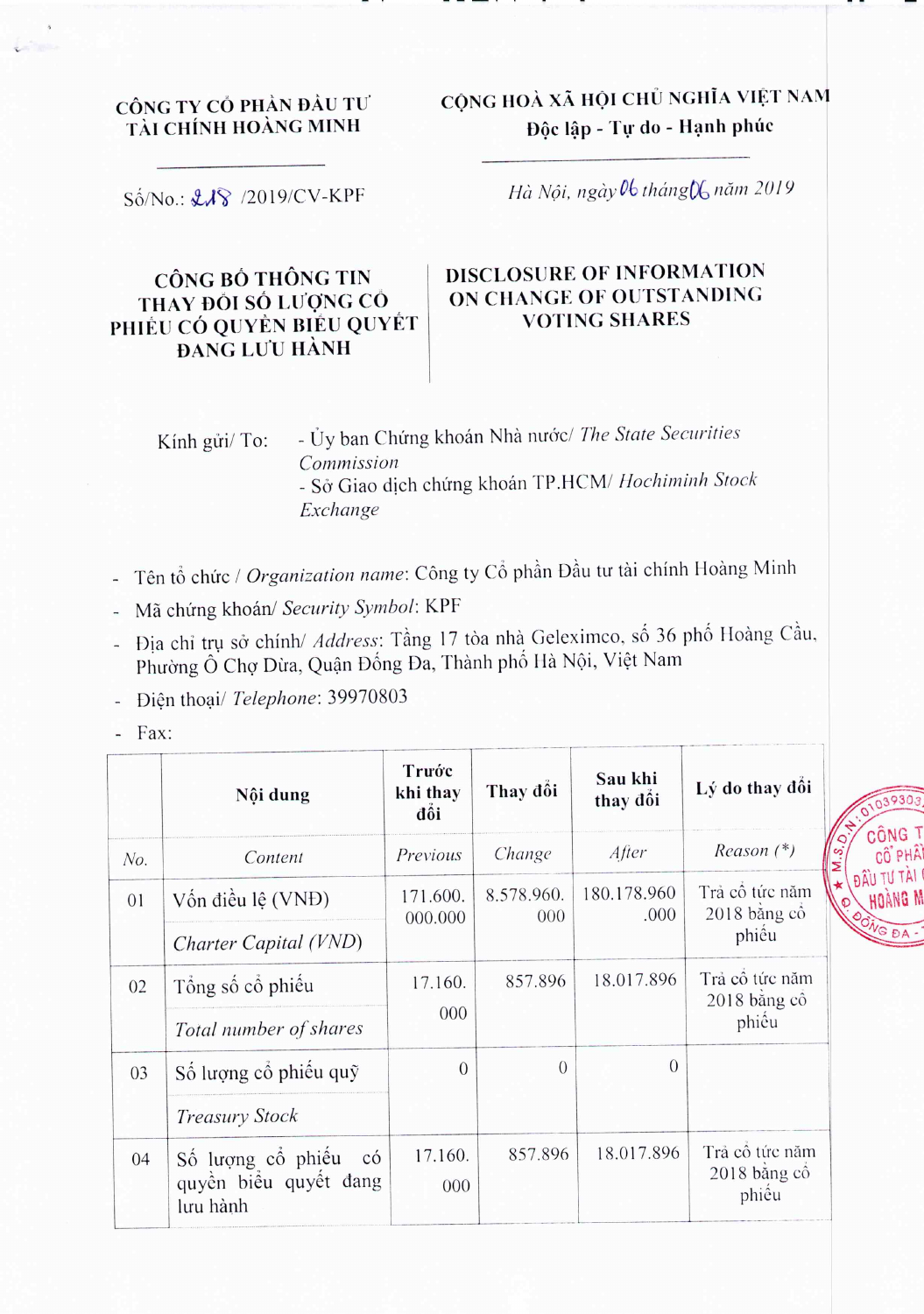CÔNG TY CỔ PHẦN ĐẦU TƯ TÀI CHÍNH HOÀNG MINH

Số/No.: 218 /2019/CV-KPF

CỘNG HOÀ XÃ HỘI CHỦ NGHĨA VIỆT NAM
**Độc lập - Tự do - Hạnh phúc**

*Hà Nội, ngày 06 tháng 06 năm 2019*

## CÔNG BỐ THÔNG TIN THAY ĐỔI SỐ LƯỢNG CỔ PHIẾU CÓ QUYỀN BIỂU QUYẾT ĐANG LƯU HÀNH

## DISCLOSURE OF INFORMATION ON CHANGE OF OUTSTANDING VOTING SHARES

Kính gửi/ To:
- Ủy ban Chứng khoán Nhà nước/ *The State Securities Commission*
- Sở Giao dịch chứng khoán TP.HCM/ *Hochiminh Stock Exchange*

- Tên tổ chức / *Organization name*: Công ty Cổ phần Đầu tư tài chính Hoàng Minh
- Mã chứng khoán/ *Security Symbol*: KPF
- Địa chỉ trụ sở chính/ *Address*: Tầng 17 tòa nhà Geleximco, số 36 phố Hoàng Cầu, Phường Ô Chợ Dừa, Quận Đống Đa, Thành phố Hà Nội, Việt Nam
- Điện thoại/ *Telephone*: 39970803
- Fax:

| | **Nội dung** | **Trước khi thay đổi** | **Thay đổi** | **Sau khi thay đổi** | **Lý do thay đổi** |
|---|---|---|---|---|---|
| *No.* | *Content* | *Previous* | *Change* | *After* | *Reason (\*)* |
| 01 | Vốn điều lệ (VNĐ) / *Charter Capital (VND)* | 171.600.000.000 | 8.578.960.000 | 180.178.960.000 | Trả cổ tức năm 2018 bằng cổ phiếu |
| 02 | Tổng số cổ phiếu / *Total number of shares* | 17.160.000 | 857.896 | 18.017.896 | Trả cổ tức năm 2018 bằng cổ phiếu |
| 03 | Số lượng cổ phiếu quỹ / *Treasury Stock* | 0 | 0 | 0 | |
| 04 | Số lượng cổ phiếu có quyền biểu quyết đang lưu hành | 17.160.000 | 857.896 | 18.017.896 | Trả cổ tức năm 2018 bằng cổ phiếu |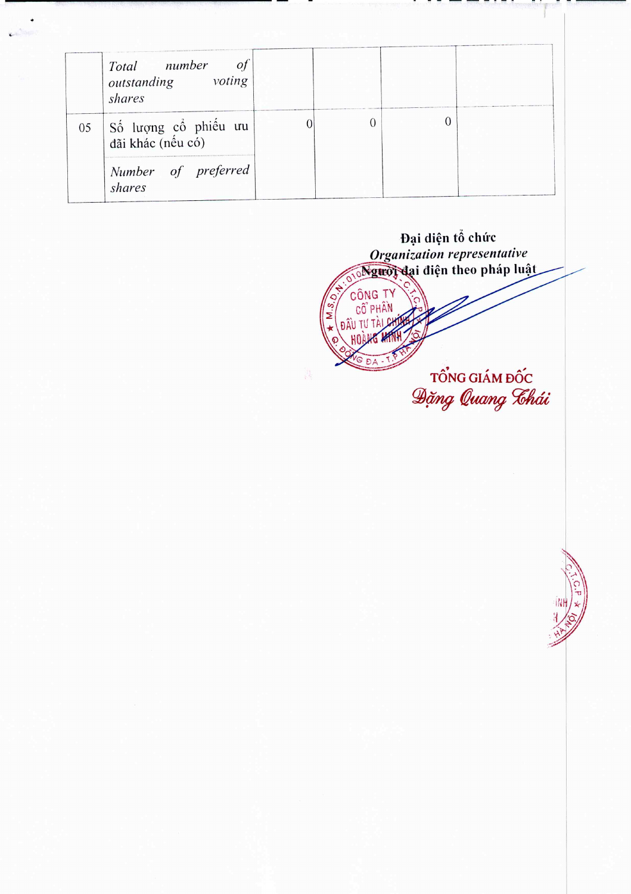| | | | | | |
|---|---|---|---|---|---|
| | *Total number of outstanding voting shares* | | | | |
| 05 | Số lượng cổ phiếu ưu đãi khác (nếu có) *Number of preferred shares* | 0 | 0 | 0 | |

**Đại diện tổ chức**
***Organization representative***
**Người đại diện theo pháp luật**

CÔNG TY CỔ PHẦN ĐẦU TƯ TÀI CHÍNH HOÀNG MINH

**TỔNG GIÁM ĐỐC**
**Đặng Quang Thái**